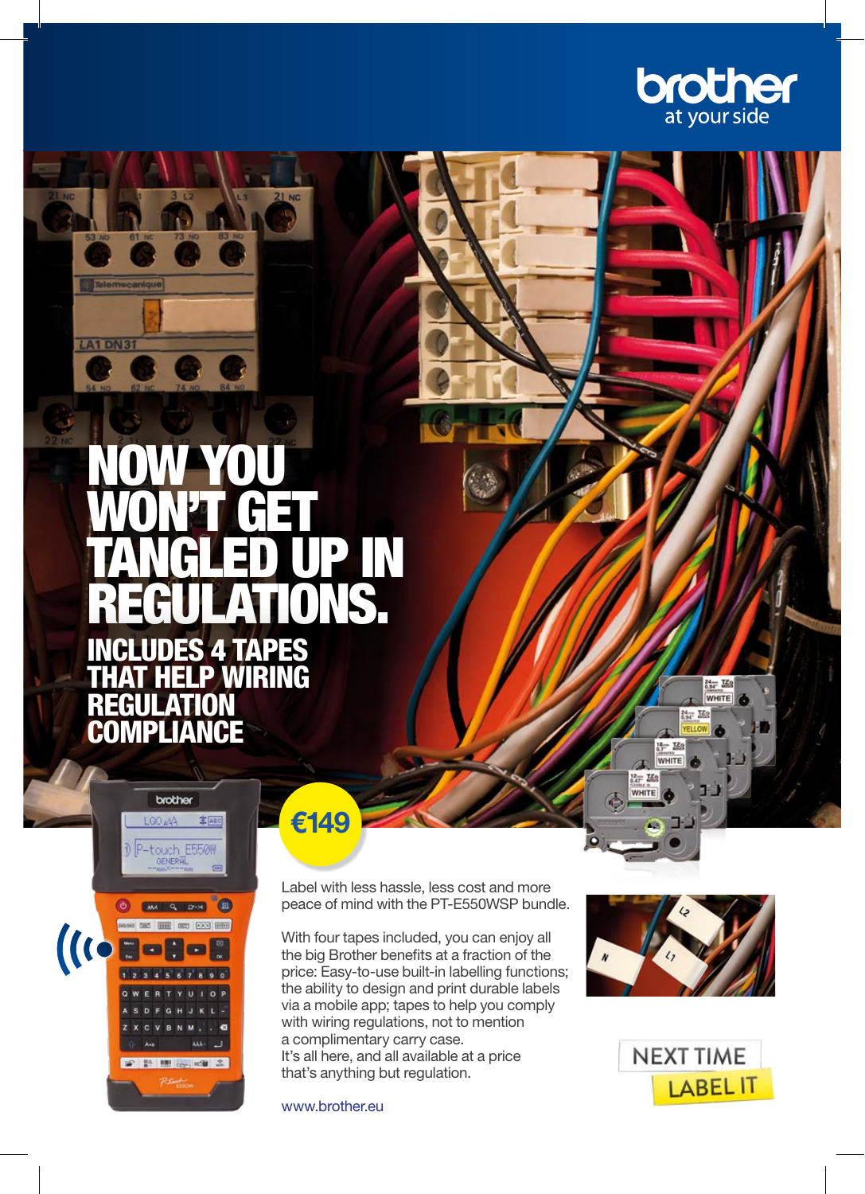brother
at your side

# NOW YOU WON'T GET TANGLED UP IN REGULATIONS.

## INCLUDES 4 TAPES THAT HELP WIRING REGULATION COMPLIANCE

€149

Label with less hassle, less cost and more peace of mind with the PT-E550WSP bundle.

With four tapes included, you can enjoy all the big Brother benefits at a fraction of the price: Easy-to-use built-in labelling functions; the ability to design and print durable labels via a mobile app; tapes to help you comply with wiring regulations, not to mention a complimentary carry case.
It's all here, and all available at a price that's anything but regulation.

www.brother.eu

NEXT TIME LABEL IT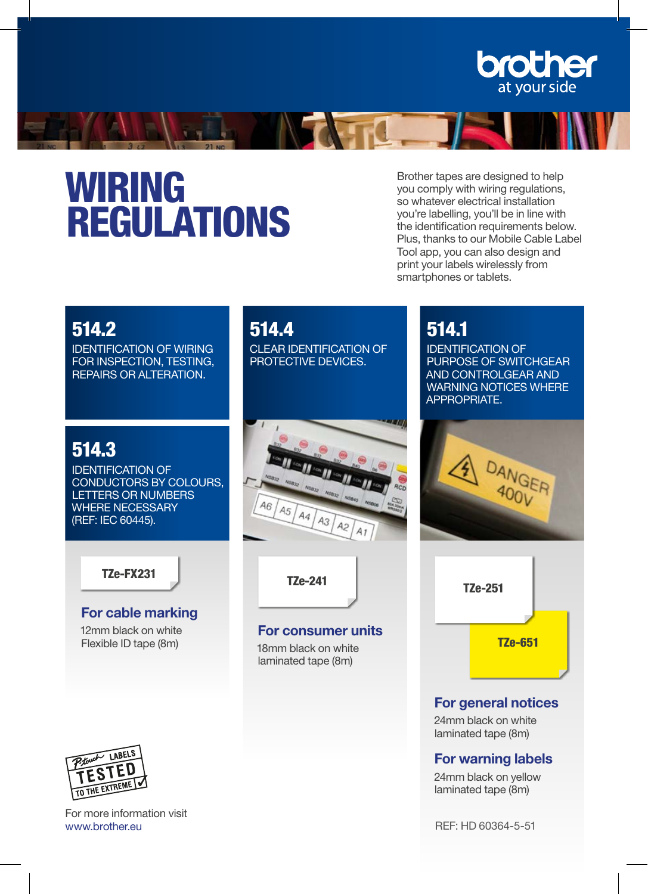# WIRING REGULATIONS

Brother tapes are designed to help you comply with wiring regulations, so whatever electrical installation you're labelling, you'll be in line with the identification requirements below. Plus, thanks to our Mobile Cable Label Tool app, you can also design and print your labels wirelessly from smartphones or tablets.

## 514.2

IDENTIFICATION OF WIRING FOR INSPECTION, TESTING, REPAIRS OR ALTERATION.

## 514.3

IDENTIFICATION OF CONDUCTORS BY COLOURS, LETTERS OR NUMBERS WHERE NECESSARY (REF: IEC 60445).

**TZe-FX231**

### For cable marking

12mm black on white Flexible ID tape (8m)

## 514.4

CLEAR IDENTIFICATION OF PROTECTIVE DEVICES.

**TZe-241**

### For consumer units

18mm black on white laminated tape (8m)

## 514.1

IDENTIFICATION OF PURPOSE OF SWITCHGEAR AND CONTROLGEAR AND WARNING NOTICES WHERE APPROPRIATE.

**TZe-251**

**TZe-651**

### For general notices

24mm black on white laminated tape (8m)

### For warning labels

24mm black on yellow laminated tape (8m)

REF: HD 60364-5-51

For more information visit www.brother.eu